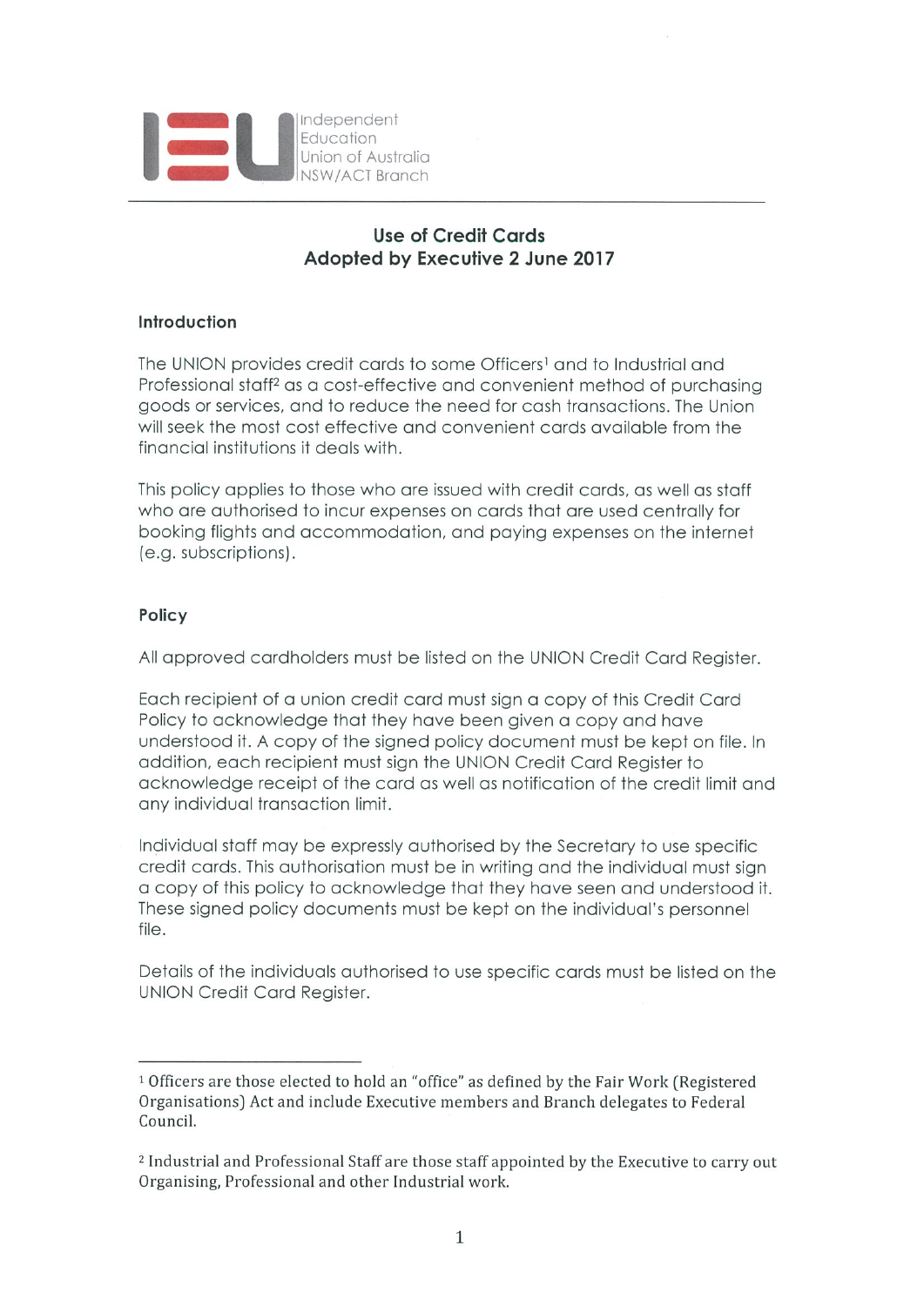Independent Education Union of Australia
NSW/ACT Branch

# Use of Credit Cards
## Adopted by Executive 2 June 2017

### Introduction

The UNION provides credit cards to some Officers[1] and to Industrial and Professional staff[2] as a cost-effective and convenient method of purchasing goods or services, and to reduce the need for cash transactions. The Union will seek the most cost effective and convenient cards available from the financial institutions it deals with.

This policy applies to those who are issued with credit cards, as well as staff who are authorised to incur expenses on cards that are used centrally for booking flights and accommodation, and paying expenses on the internet (e.g. subscriptions).

### Policy

All approved cardholders must be listed on the UNION Credit Card Register.

Each recipient of a union credit card must sign a copy of this Credit Card Policy to acknowledge that they have been given a copy and have understood it. A copy of the signed policy document must be kept on file. In addition, each recipient must sign the UNION Credit Card Register to acknowledge receipt of the card as well as notification of the credit limit and any individual transaction limit.

Individual staff may be expressly authorised by the Secretary to use specific credit cards. This authorisation must be in writing and the individual must sign a copy of this policy to acknowledge that they have seen and understood it. These signed policy documents must be kept on the individual's personnel file.

Details of the individuals authorised to use specific cards must be listed on the UNION Credit Card Register.

---

[1] Officers are those elected to hold an "office" as defined by the Fair Work (Registered Organisations) Act and include Executive members and Branch delegates to Federal Council.

[2] Industrial and Professional Staff are those staff appointed by the Executive to carry out Organising, Professional and other Industrial work.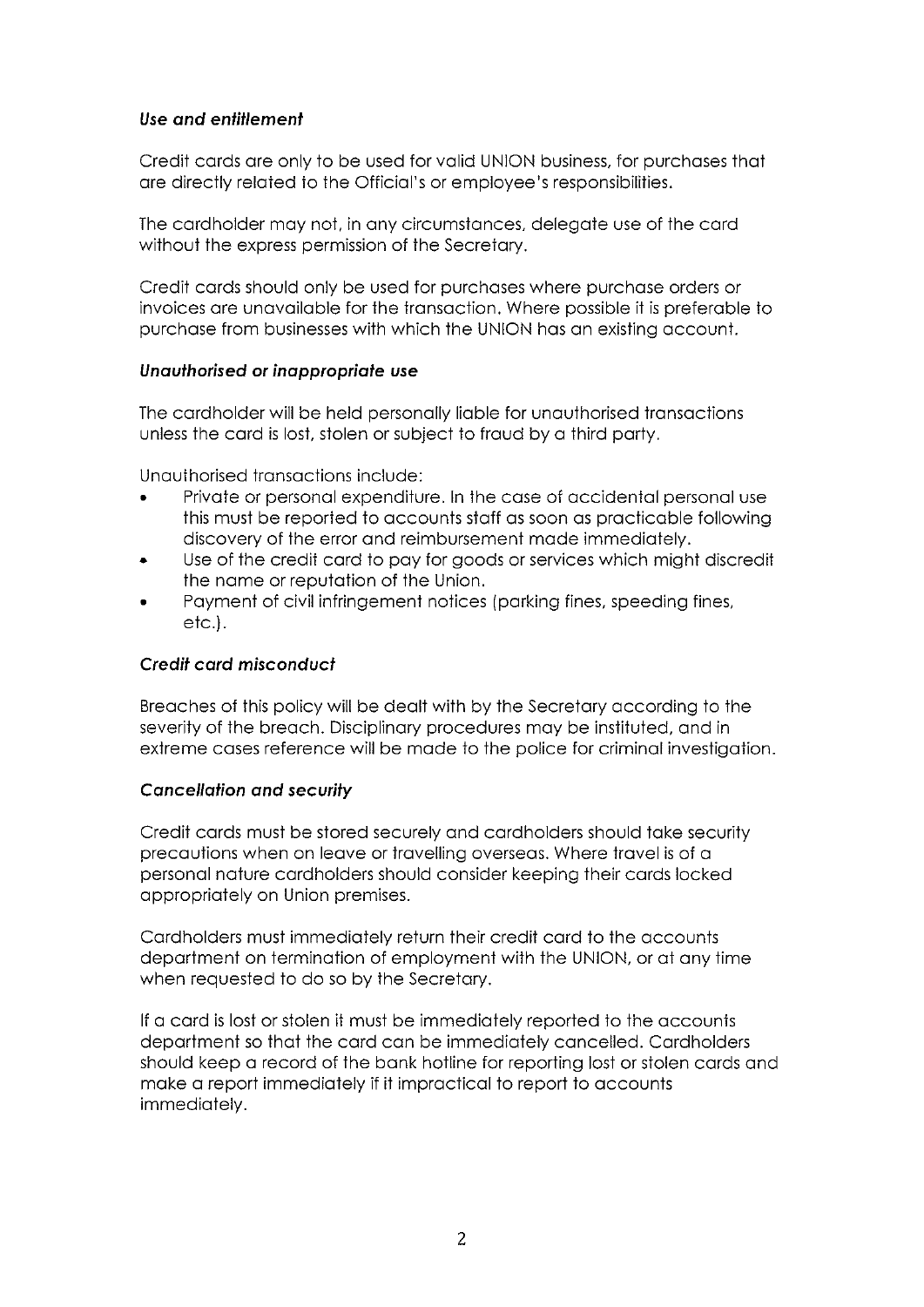***Use and entitlement***

Credit cards are only to be used for valid UNION business, for purchases that are directly related to the Official's or employee's responsibilities.

The cardholder may not, in any circumstances, delegate use of the card without the express permission of the Secretary.

Credit cards should only be used for purchases where purchase orders or invoices are unavailable for the transaction. Where possible it is preferable to purchase from businesses with which the UNION has an existing account.

***Unauthorised or inappropriate use***

The cardholder will be held personally liable for unauthorised transactions unless the card is lost, stolen or subject to fraud by a third party.

Unauthorised transactions include:

- Private or personal expenditure. In the case of accidental personal use this must be reported to accounts staff as soon as practicable following discovery of the error and reimbursement made immediately.
- Use of the credit card to pay for goods or services which might discredit the name or reputation of the Union.
- Payment of civil infringement notices (parking fines, speeding fines, etc.).

***Credit card misconduct***

Breaches of this policy will be dealt with by the Secretary according to the severity of the breach. Disciplinary procedures may be instituted, and in extreme cases reference will be made to the police for criminal investigation.

***Cancellation and security***

Credit cards must be stored securely and cardholders should take security precautions when on leave or travelling overseas. Where travel is of a personal nature cardholders should consider keeping their cards locked appropriately on Union premises.

Cardholders must immediately return their credit card to the accounts department on termination of employment with the UNION, or at any time when requested to do so by the Secretary.

If a card is lost or stolen it must be immediately reported to the accounts department so that the card can be immediately cancelled. Cardholders should keep a record of the bank hotline for reporting lost or stolen cards and make a report immediately if it impractical to report to accounts immediately.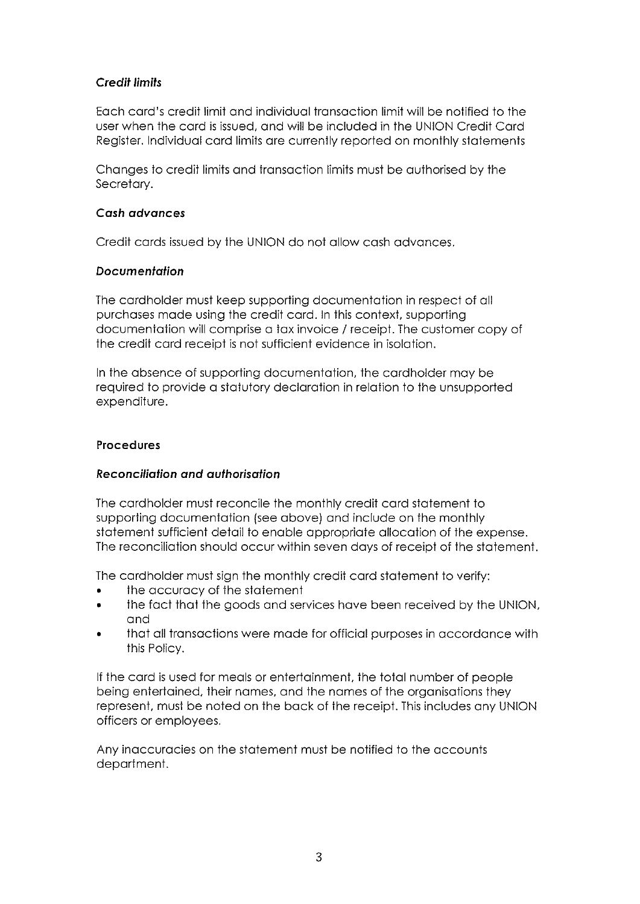***Credit limits***

Each card's credit limit and individual transaction limit will be notified to the user when the card is issued, and will be included in the UNION Credit Card Register. Individual card limits are currently reported on monthly statements

Changes to credit limits and transaction limits must be authorised by the Secretary.

***Cash advances***

Credit cards issued by the UNION do not allow cash advances.

***Documentation***

The cardholder must keep supporting documentation in respect of all purchases made using the credit card. In this context, supporting documentation will comprise a tax invoice / receipt. The customer copy of the credit card receipt is not sufficient evidence in isolation.

In the absence of supporting documentation, the cardholder may be required to provide a statutory declaration in relation to the unsupported expenditure.

**Procedures**

***Reconciliation and authorisation***

The cardholder must reconcile the monthly credit card statement to supporting documentation (see above) and include on the monthly statement sufficient detail to enable appropriate allocation of the expense. The reconciliation should occur within seven days of receipt of the statement.

The cardholder must sign the monthly credit card statement to verify:

- the accuracy of the statement
- the fact that the goods and services have been received by the UNION, and
- that all transactions were made for official purposes in accordance with this Policy.

If the card is used for meals or entertainment, the total number of people being entertained, their names, and the names of the organisations they represent, must be noted on the back of the receipt. This includes any UNION officers or employees.

Any inaccuracies on the statement must be notified to the accounts department.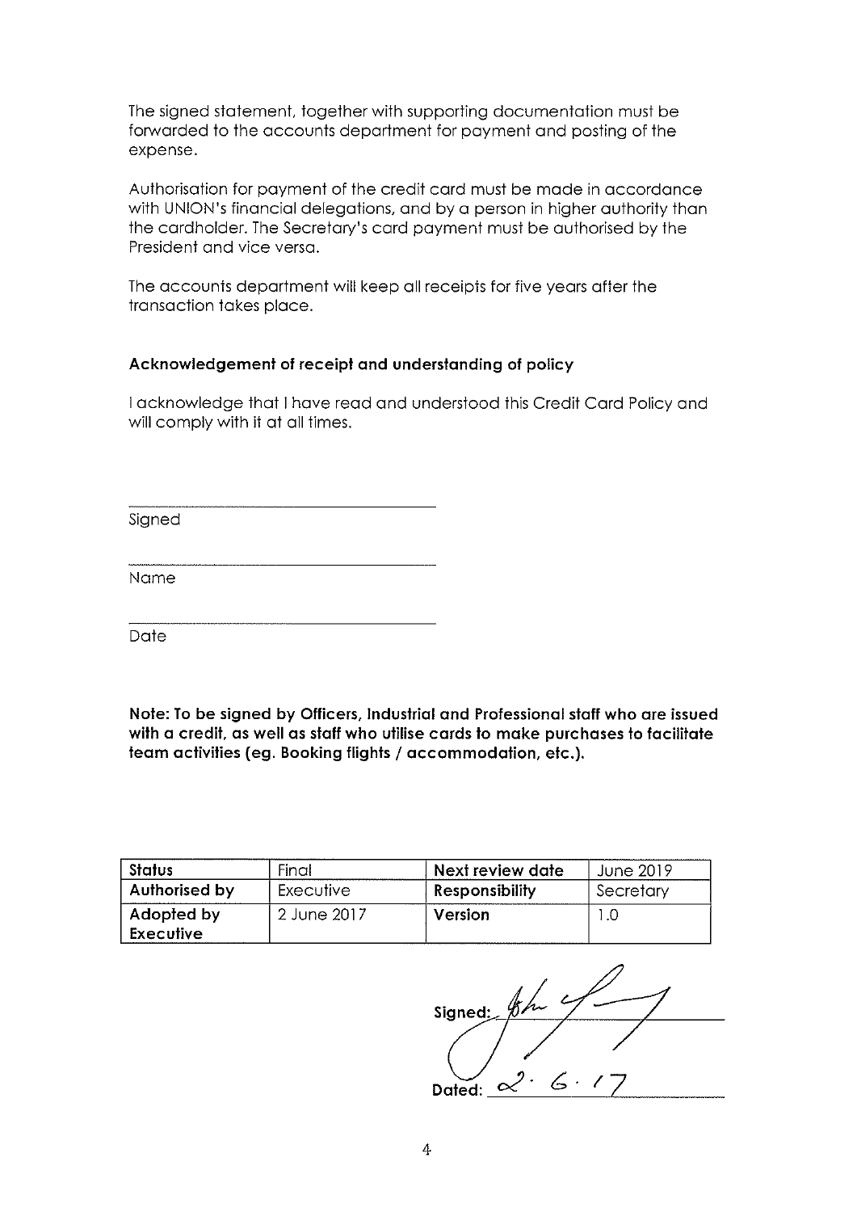The signed statement, together with supporting documentation must be forwarded to the accounts department for payment and posting of the expense.

Authorisation for payment of the credit card must be made in accordance with UNION's financial delegations, and by a person in higher authority than the cardholder. The Secretary's card payment must be authorised by the President and vice versa.

The accounts department will keep all receipts for five years after the transaction takes place.

**Acknowledgement of receipt and understanding of policy**

I acknowledge that I have read and understood this Credit Card Policy and will comply with it at all times.

\_\_\_\_\_\_\_\_\_\_\_\_\_\_\_\_\_\_\_\_\_\_\_\_\_\_\_\_\_\_\_\_

Signed

\_\_\_\_\_\_\_\_\_\_\_\_\_\_\_\_\_\_\_\_\_\_\_\_\_\_\_\_\_\_\_\_

Name

\_\_\_\_\_\_\_\_\_\_\_\_\_\_\_\_\_\_\_\_\_\_\_\_\_\_\_\_\_\_\_\_

Date

**Note: To be signed by Officers, Industrial and Professional staff who are issued with a credit, as well as staff who utilise cards to make purchases to facilitate team activities (eg. Booking flights / accommodation, etc.).**

| | | | |
|---|---|---|---|
| **Status** | Final | **Next review date** | June 2019 |
| **Authorised by** | Executive | **Responsibility** | Secretary |
| **Adopted by Executive** | 2 June 2017 | **Version** | 1.0 |

**Signed:** [signature]

**Dated:** 2 · 6 · 17